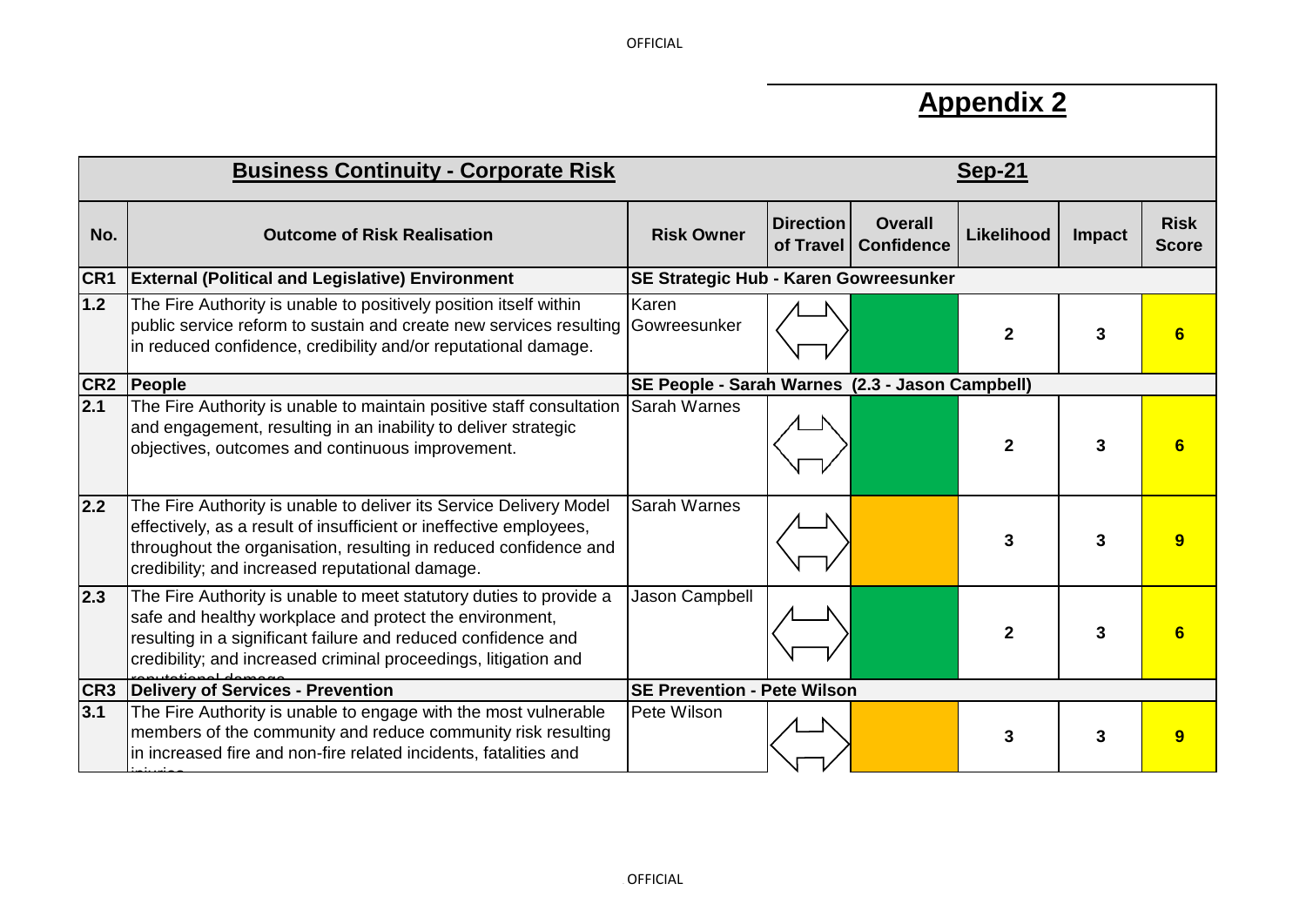# Appendix 2

## Business Continuity - Corporate Risk

**Sep-21**

| No. | Outcome of Risk Realisation | Risk Owner | Direction of Travel | Overall Confidence | Likelihood | Impact | Risk Score |
|---|---|---|---|---|---|---|---|
| **CR1** | **External (Political and Legislative) Environment** | **SE Strategic Hub - Karen Gowreesunker** | | | | | |
| **1.2** | The Fire Authority is unable to positively position itself within public service reform to sustain and create new services resulting in reduced confidence, credibility and/or reputational damage. | Karen Gowreesunker | ⟺ | | **2** | **3** | **6** |
| **CR2** | **People** | **SE People - Sarah Warnes (2.3 - Jason Campbell)** | | | | | |
| **2.1** | The Fire Authority is unable to maintain positive staff consultation and engagement, resulting in an inability to deliver strategic objectives, outcomes and continuous improvement. | Sarah Warnes | ⟺ | | **2** | **3** | **6** |
| **2.2** | The Fire Authority is unable to deliver its Service Delivery Model effectively, as a result of insufficient or ineffective employees, throughout the organisation, resulting in reduced confidence and credibility; and increased reputational damage. | Sarah Warnes | ⟺ | | **3** | **3** | **9** |
| **2.3** | The Fire Authority is unable to meet statutory duties to provide a safe and healthy workplace and protect the environment, resulting in a significant failure and reduced confidence and credibility; and increased criminal proceedings, litigation and reputational damage. | Jason Campbell | ⟺ | | **2** | **3** | **6** |
| **CR3** | **Delivery of Services - Prevention** | **SE Prevention - Pete Wilson** | | | | | |
| **3.1** | The Fire Authority is unable to engage with the most vulnerable members of the community and reduce community risk resulting in increased fire and non-fire related incidents, fatalities and injuries. | Pete Wilson | ⟺ | | **3** | **3** | **9** |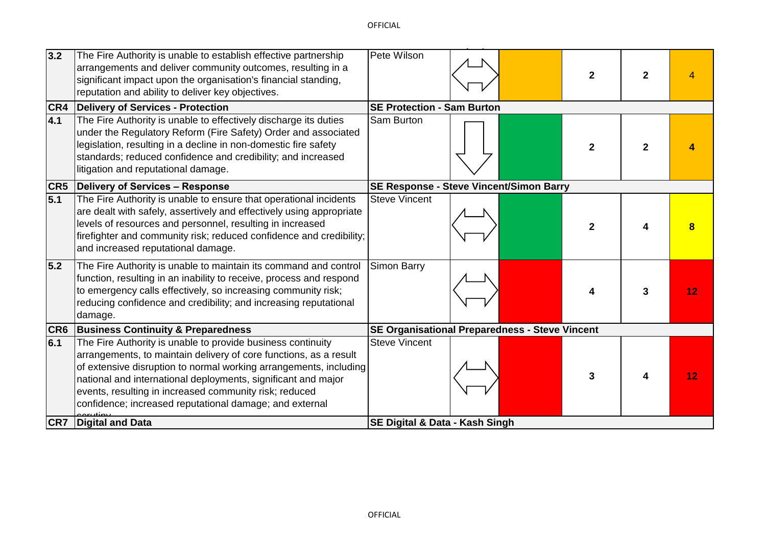| | | | | | | | |
|---|---|---|---|---|---|---|---|
| **3.2** | The Fire Authority is unable to establish effective partnership arrangements and deliver community outcomes, resulting in a significant impact upon the organisation's financial standing, reputation and ability to deliver key objectives. | Pete Wilson | ⇔ | | **2** | **2** | 4 |
| **CR4** | **Delivery of Services - Protection** | **SE Protection - Sam Burton** | | | | | |
| **4.1** | The Fire Authority is unable to effectively discharge its duties under the Regulatory Reform (Fire Safety) Order and associated legislation, resulting in a decline in non-domestic fire safety standards; reduced confidence and credibility; and increased litigation and reputational damage. | Sam Burton | ⇩ | | **2** | **2** | **4** |
| **CR5** | **Delivery of Services – Response** | **SE Response - Steve Vincent/Simon Barry** | | | | | |
| **5.1** | The Fire Authority is unable to ensure that operational incidents are dealt with safely, assertively and effectively using appropriate levels of resources and personnel, resulting in increased firefighter and community risk; reduced confidence and credibility; and increased reputational damage. | Steve Vincent | ⇔ | | **2** | **4** | **8** |
| **5.2** | The Fire Authority is unable to maintain its command and control function, resulting in an inability to receive, process and respond to emergency calls effectively, so increasing community risk; reducing confidence and credibility; and increasing reputational damage. | Simon Barry | ⇔ | | **4** | **3** | **12** |
| **CR6** | **Business Continuity & Preparedness** | **SE Organisational Preparedness - Steve Vincent** | | | | | |
| **6.1** | The Fire Authority is unable to provide business continuity arrangements, to maintain delivery of core functions, as a result of extensive disruption to normal working arrangements, including national and international deployments, significant and major events, resulting in increased community risk; reduced confidence; increased reputational damage; and external scrutiny. | Steve Vincent | ⇔ | | **3** | **4** | **12** |
| **CR7** | **Digital and Data** | **SE Digital & Data - Kash Singh** | | | | | |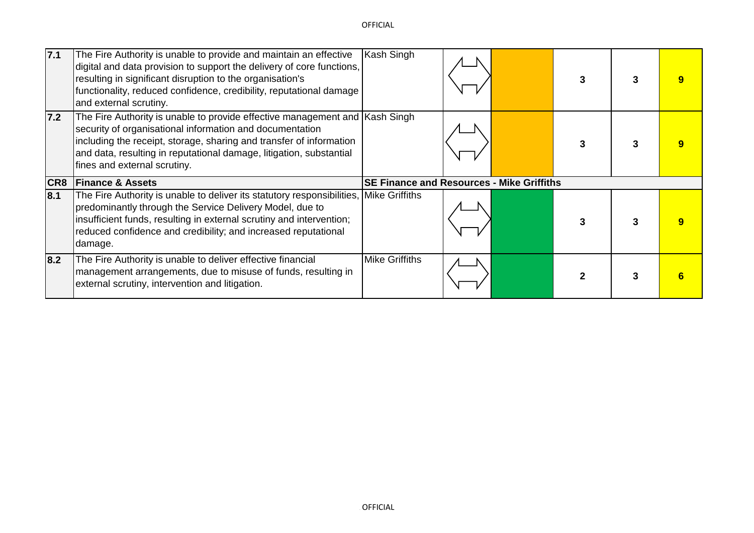| | | | | | | | |
|---|---|---|---|---|---|---|---|
| **7.1** | The Fire Authority is unable to provide and maintain an effective digital and data provision to support the delivery of core functions, resulting in significant disruption to the organisation's functionality, reduced confidence, credibility, reputational damage and external scrutiny. | Kash Singh | | | **3** | **3** | **9** |
| **7.2** | The Fire Authority is unable to provide effective management and security of organisational information and documentation including the receipt, storage, sharing and transfer of information and data, resulting in reputational damage, litigation, substantial fines and external scrutiny. | Kash Singh | | | **3** | **3** | **9** |
| **CR8** | **Finance & Assets** | **SE Finance and Resources - Mike Griffiths** | | | | | |
| **8.1** | The Fire Authority is unable to deliver its statutory responsibilities, predominantly through the Service Delivery Model, due to insufficient funds, resulting in external scrutiny and intervention; reduced confidence and credibility; and increased reputational damage. | Mike Griffiths | | | **3** | **3** | **9** |
| **8.2** | The Fire Authority is unable to deliver effective financial management arrangements, due to misuse of funds, resulting in external scrutiny, intervention and litigation. | Mike Griffiths | | | **2** | **3** | **6** |